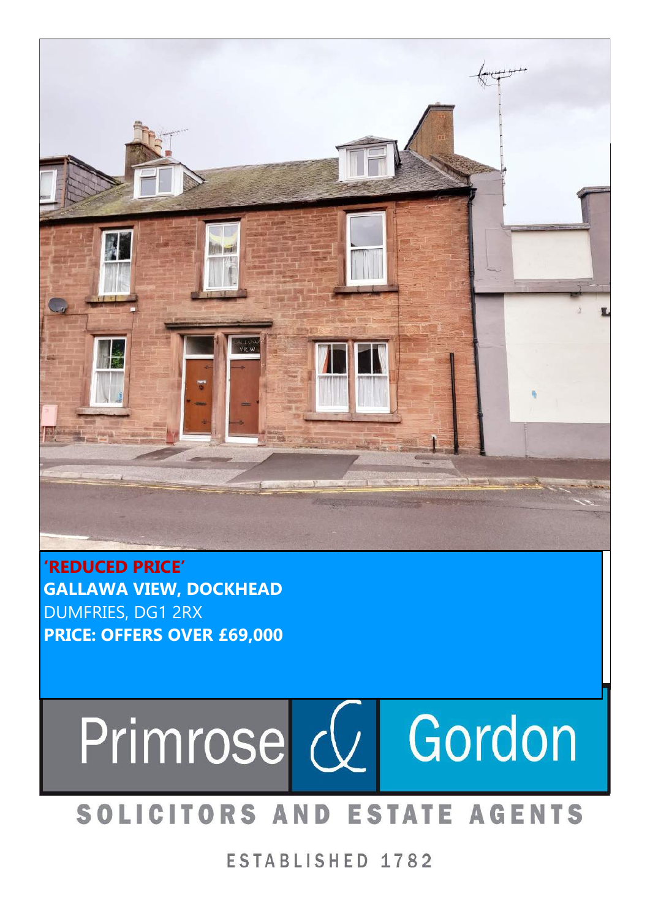**'REDUCED PRICE'**

**GALLAWA VIEW, DOCKHEAD**

DUMFRIES, DG1 2RX

**PRICE: OFFERS OVER £69,000**

Primrose & Gordon

SOLICITORS AND ESTATE AGENTS

ESTABLISHED 1782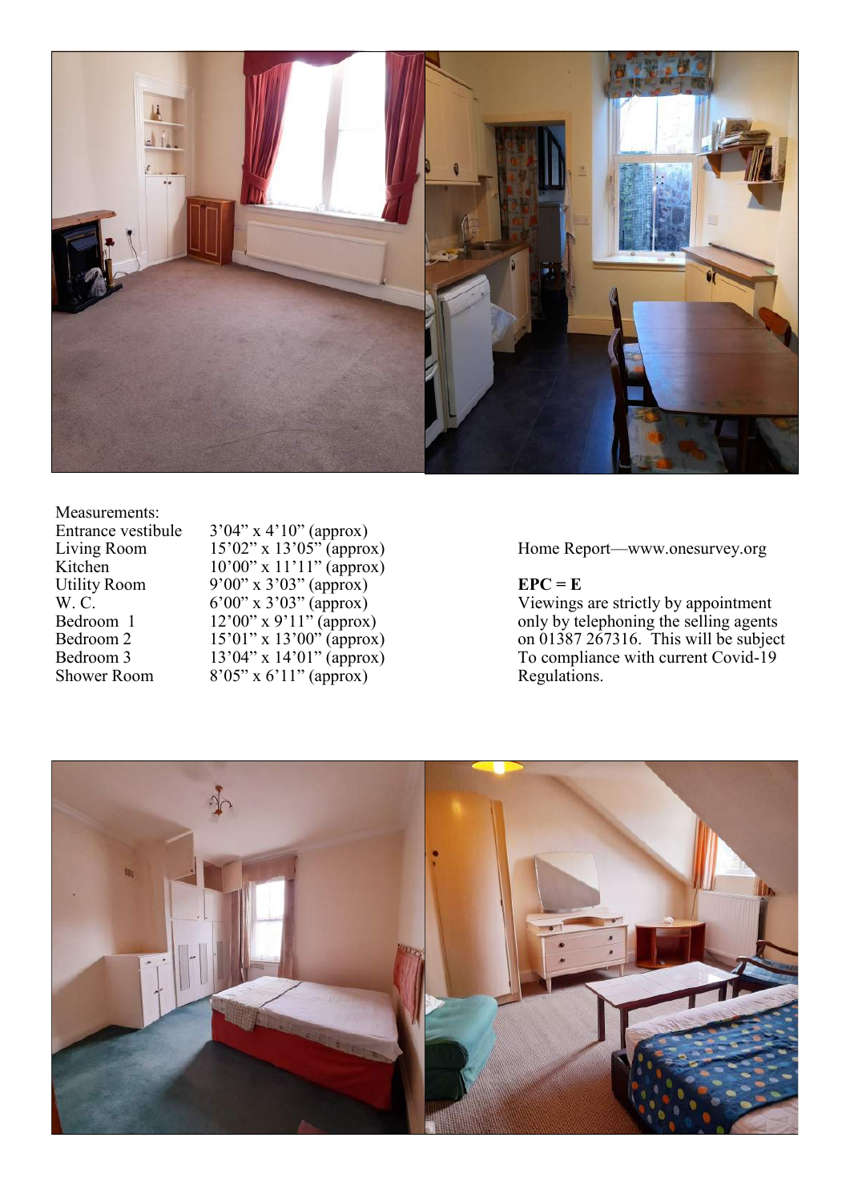Measurements:

| | |
|---|---|
| Entrance vestibule | 3’04” x 4’10” (approx) |
| Living Room | 15’02” x 13’05” (approx) |
| Kitchen | 10’00” x 11’11” (approx) |
| Utility Room | 9’00” x 3’03” (approx) |
| W. C. | 6’00” x 3’03” (approx) |
| Bedroom 1 | 12’00” x 9’11” (approx) |
| Bedroom 2 | 15’01” x 13’00” (approx) |
| Bedroom 3 | 13’04” x 14’01” (approx) |
| Shower Room | 8’05” x 6’11” (approx) |

Home Report—www.onesurvey.org

**EPC = E**

Viewings are strictly by appointment only by telephoning the selling agents on 01387 267316. This will be subject To compliance with current Covid-19 Regulations.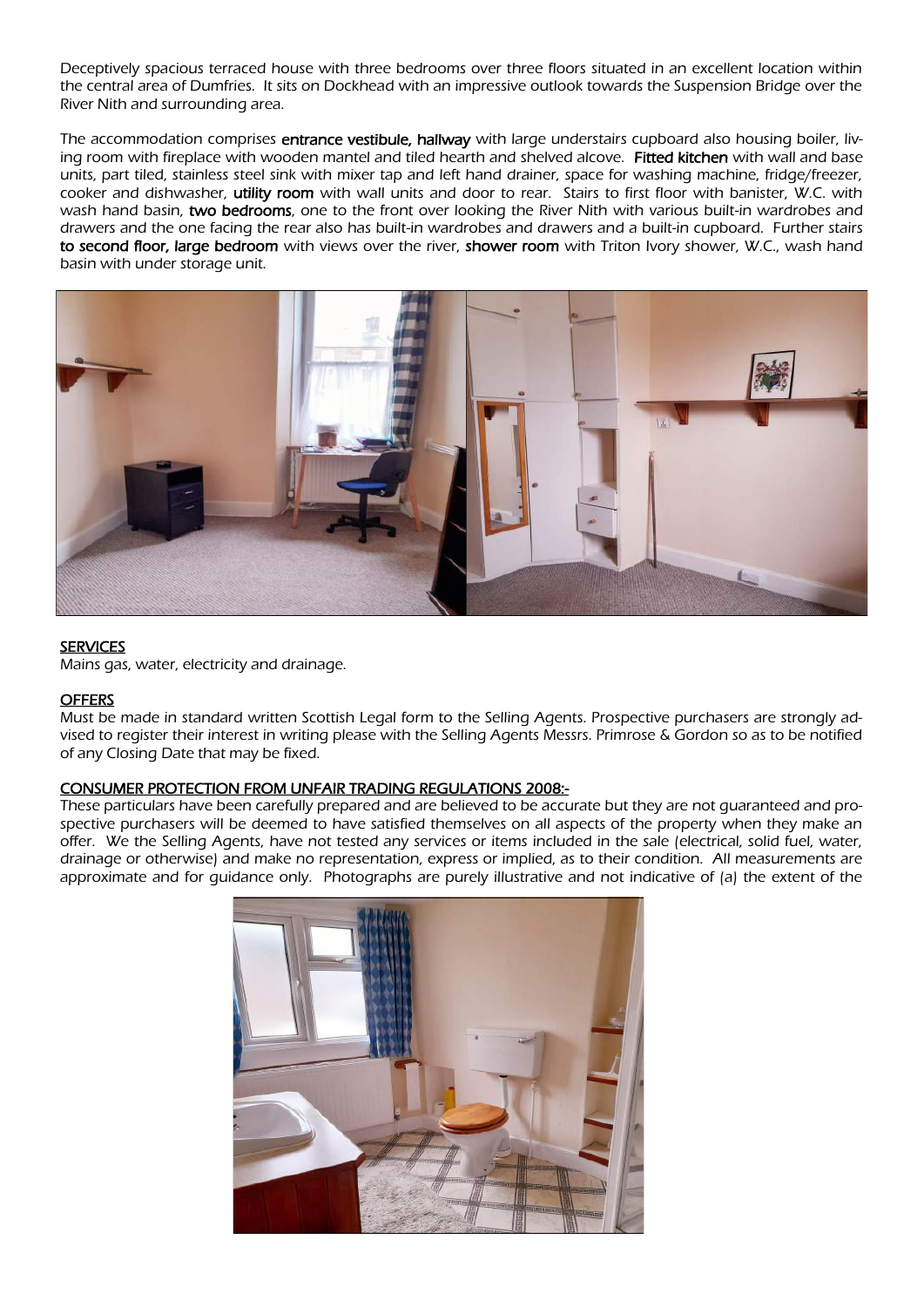Deceptively spacious terraced house with three bedrooms over three floors situated in an excellent location within the central area of Dumfries. It sits on Dockhead with an impressive outlook towards the Suspension Bridge over the River Nith and surrounding area.

The accommodation comprises **entrance vestibule, hallway** with large understairs cupboard also housing boiler, living room with fireplace with wooden mantel and tiled hearth and shelved alcove. **Fitted kitchen** with wall and base units, part tiled, stainless steel sink with mixer tap and left hand drainer, space for washing machine, fridge/freezer, cooker and dishwasher, **utility room** with wall units and door to rear. Stairs to first floor with banister, W.C. with wash hand basin, **two bedrooms**, one to the front over looking the River Nith with various built-in wardrobes and drawers and the one facing the rear also has built-in wardrobes and drawers and a built-in cupboard. Further stairs **to second floor, large bedroom** with views over the river, **shower room** with Triton Ivory shower, W.C., wash hand basin with under storage unit.

## SERVICES

Mains gas, water, electricity and drainage.

## OFFERS

Must be made in standard written Scottish Legal form to the Selling Agents. Prospective purchasers are strongly advised to register their interest in writing please with the Selling Agents Messrs. Primrose & Gordon so as to be notified of any Closing Date that may be fixed.

## CONSUMER PROTECTION FROM UNFAIR TRADING REGULATIONS 2008:-

These particulars have been carefully prepared and are believed to be accurate but they are not guaranteed and prospective purchasers will be deemed to have satisfied themselves on all aspects of the property when they make an offer. We the Selling Agents, have not tested any services or items included in the sale (electrical, solid fuel, water, drainage or otherwise) and make no representation, express or implied, as to their condition. All measurements are approximate and for guidance only. Photographs are purely illustrative and not indicative of (a) the extent of the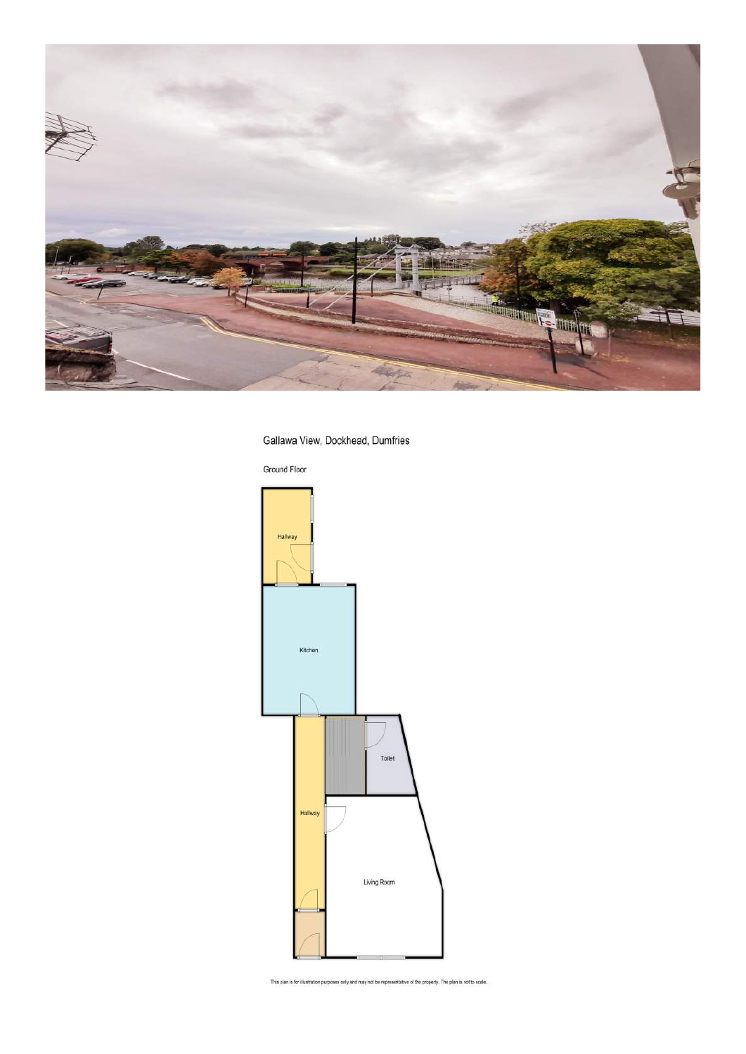Gallawa View, Dockhead, Dumfries

Ground Floor

Hallway

Kitchen

Toilet

Hallway

Living Room

This plan is for illustration purposes only and may not be representative of the property. The plan is not to scale.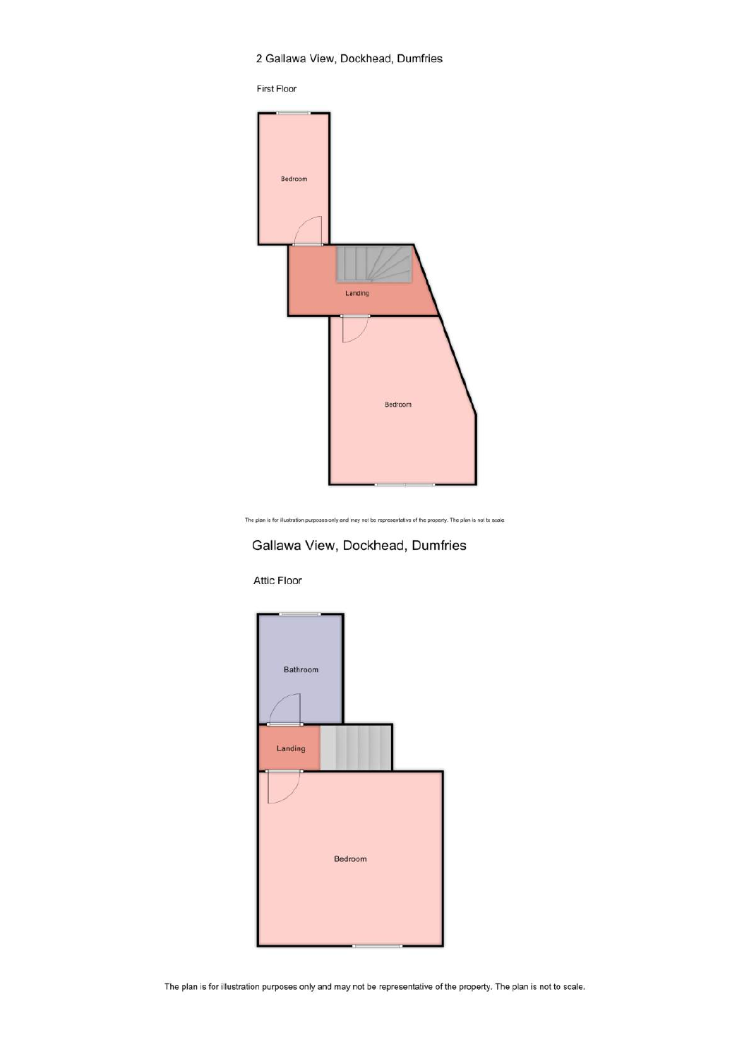2 Gallawa View, Dockhead, Dumfries

First Floor

Bedroom

Landing

Bedroom

The plan is for illustration purposes only and may not be representative of the property. The plan is not to scale

Gallawa View, Dockhead, Dumfries

Attic Floor

Bathroom

Landing

Bedroom

The plan is for illustration purposes only and may not be representative of the property. The plan is not to scale.